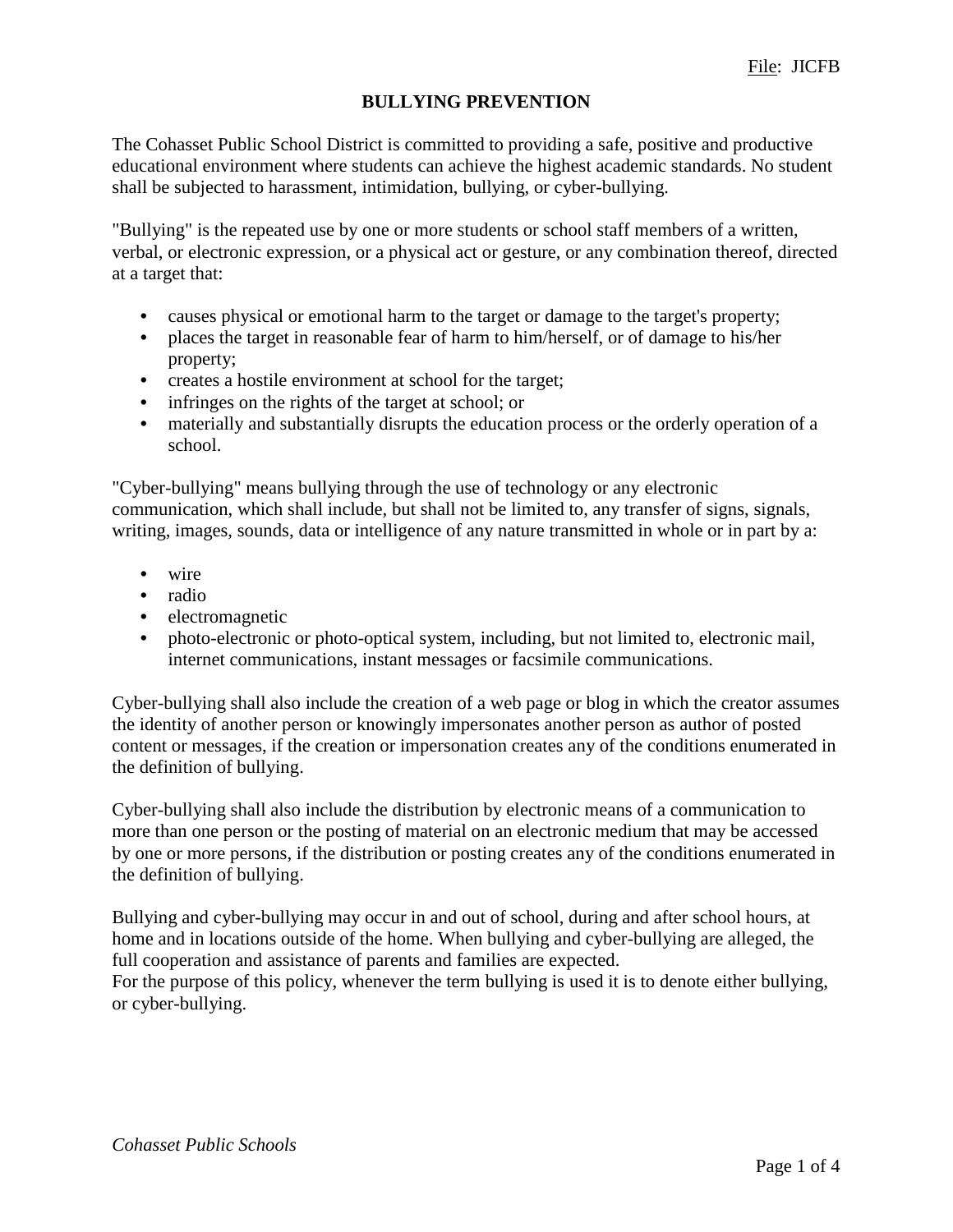File: JICFB

# BULLYING PREVENTION

The Cohasset Public School District is committed to providing a safe, positive and productive educational environment where students can achieve the highest academic standards. No student shall be subjected to harassment, intimidation, bullying, or cyber-bullying.

"Bullying" is the repeated use by one or more students or school staff members of a written, verbal, or electronic expression, or a physical act or gesture, or any combination thereof, directed at a target that:

- causes physical or emotional harm to the target or damage to the target's property;
- places the target in reasonable fear of harm to him/herself, or of damage to his/her property;
- creates a hostile environment at school for the target;
- infringes on the rights of the target at school; or
- materially and substantially disrupts the education process or the orderly operation of a school.

"Cyber-bullying" means bullying through the use of technology or any electronic communication, which shall include, but shall not be limited to, any transfer of signs, signals, writing, images, sounds, data or intelligence of any nature transmitted in whole or in part by a:

- wire
- radio
- electromagnetic
- photo-electronic or photo-optical system, including, but not limited to, electronic mail, internet communications, instant messages or facsimile communications.

Cyber-bullying shall also include the creation of a web page or blog in which the creator assumes the identity of another person or knowingly impersonates another person as author of posted content or messages, if the creation or impersonation creates any of the conditions enumerated in the definition of bullying.

Cyber-bullying shall also include the distribution by electronic means of a communication to more than one person or the posting of material on an electronic medium that may be accessed by one or more persons, if the distribution or posting creates any of the conditions enumerated in the definition of bullying.

Bullying and cyber-bullying may occur in and out of school, during and after school hours, at home and in locations outside of the home. When bullying and cyber-bullying are alleged, the full cooperation and assistance of parents and families are expected.
For the purpose of this policy, whenever the term bullying is used it is to denote either bullying, or cyber-bullying.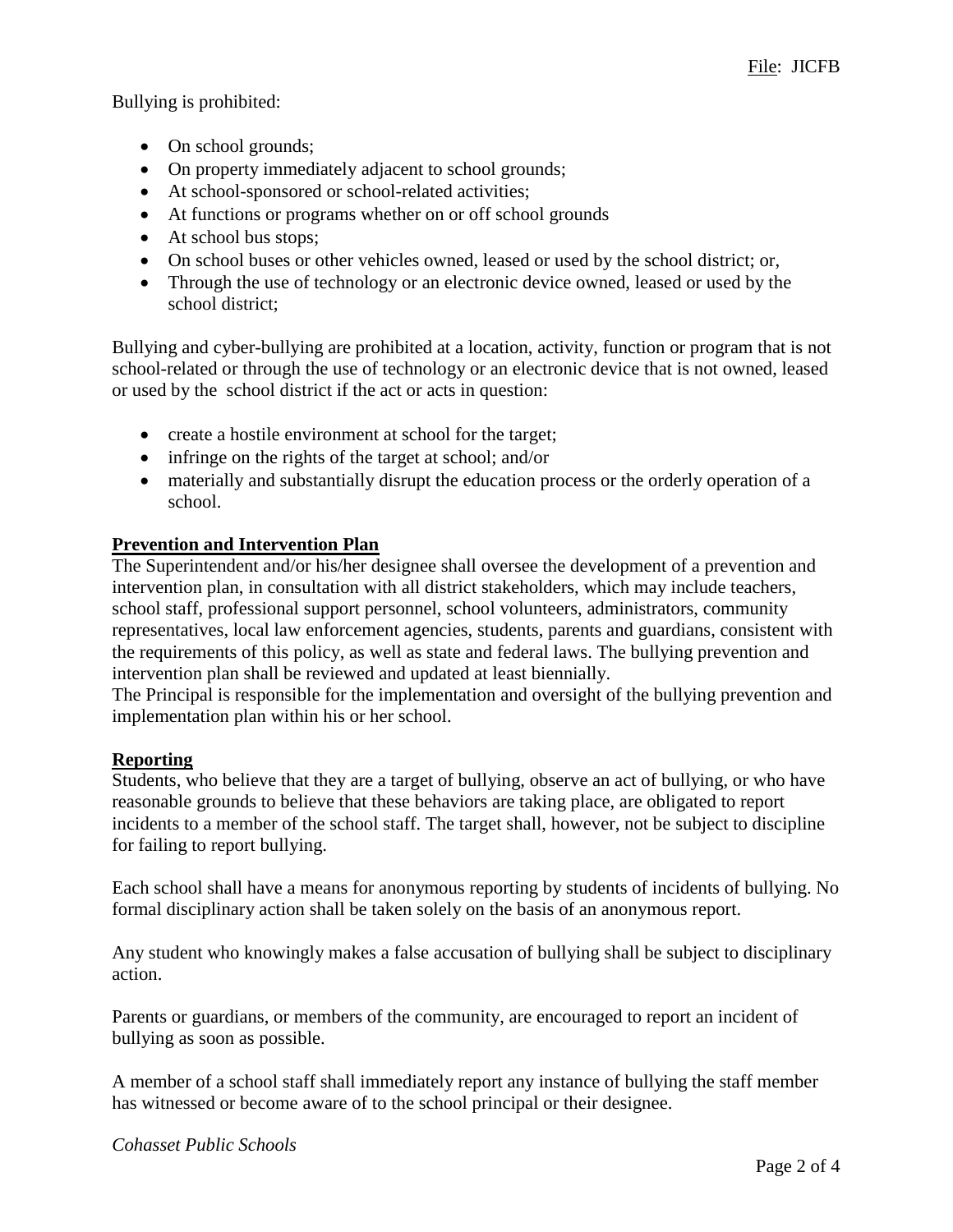Bullying is prohibited:

- On school grounds;
- On property immediately adjacent to school grounds;
- At school-sponsored or school-related activities;
- At functions or programs whether on or off school grounds
- At school bus stops;
- On school buses or other vehicles owned, leased or used by the school district; or,
- Through the use of technology or an electronic device owned, leased or used by the school district;

Bullying and cyber-bullying are prohibited at a location, activity, function or program that is not school-related or through the use of technology or an electronic device that is not owned, leased or used by the school district if the act or acts in question:

- create a hostile environment at school for the target;
- infringe on the rights of the target at school; and/or
- materially and substantially disrupt the education process or the orderly operation of a school.

## Prevention and Intervention Plan

The Superintendent and/or his/her designee shall oversee the development of a prevention and intervention plan, in consultation with all district stakeholders, which may include teachers, school staff, professional support personnel, school volunteers, administrators, community representatives, local law enforcement agencies, students, parents and guardians, consistent with the requirements of this policy, as well as state and federal laws. The bullying prevention and intervention plan shall be reviewed and updated at least biennially.

The Principal is responsible for the implementation and oversight of the bullying prevention and implementation plan within his or her school.

## Reporting

Students, who believe that they are a target of bullying, observe an act of bullying, or who have reasonable grounds to believe that these behaviors are taking place, are obligated to report incidents to a member of the school staff. The target shall, however, not be subject to discipline for failing to report bullying.

Each school shall have a means for anonymous reporting by students of incidents of bullying. No formal disciplinary action shall be taken solely on the basis of an anonymous report.

Any student who knowingly makes a false accusation of bullying shall be subject to disciplinary action.

Parents or guardians, or members of the community, are encouraged to report an incident of bullying as soon as possible.

A member of a school staff shall immediately report any instance of bullying the staff member has witnessed or become aware of to the school principal or their designee.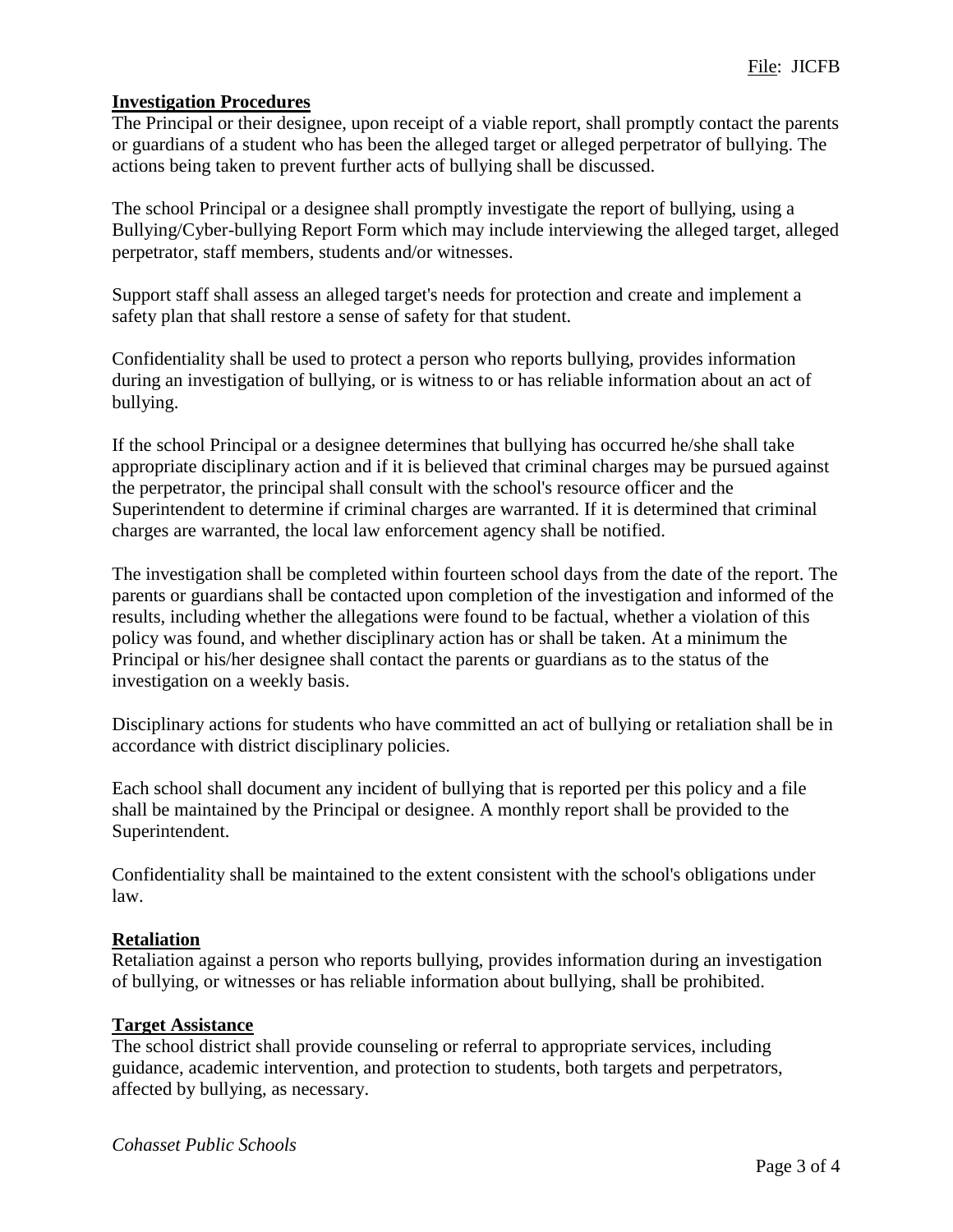## Investigation Procedures

The Principal or their designee, upon receipt of a viable report, shall promptly contact the parents or guardians of a student who has been the alleged target or alleged perpetrator of bullying. The actions being taken to prevent further acts of bullying shall be discussed.

The school Principal or a designee shall promptly investigate the report of bullying, using a Bullying/Cyber-bullying Report Form which may include interviewing the alleged target, alleged perpetrator, staff members, students and/or witnesses.

Support staff shall assess an alleged target's needs for protection and create and implement a safety plan that shall restore a sense of safety for that student.

Confidentiality shall be used to protect a person who reports bullying, provides information during an investigation of bullying, or is witness to or has reliable information about an act of bullying.

If the school Principal or a designee determines that bullying has occurred he/she shall take appropriate disciplinary action and if it is believed that criminal charges may be pursued against the perpetrator, the principal shall consult with the school's resource officer and the Superintendent to determine if criminal charges are warranted. If it is determined that criminal charges are warranted, the local law enforcement agency shall be notified.

The investigation shall be completed within fourteen school days from the date of the report. The parents or guardians shall be contacted upon completion of the investigation and informed of the results, including whether the allegations were found to be factual, whether a violation of this policy was found, and whether disciplinary action has or shall be taken. At a minimum the Principal or his/her designee shall contact the parents or guardians as to the status of the investigation on a weekly basis.

Disciplinary actions for students who have committed an act of bullying or retaliation shall be in accordance with district disciplinary policies.

Each school shall document any incident of bullying that is reported per this policy and a file shall be maintained by the Principal or designee. A monthly report shall be provided to the Superintendent.

Confidentiality shall be maintained to the extent consistent with the school's obligations under law.

## Retaliation

Retaliation against a person who reports bullying, provides information during an investigation of bullying, or witnesses or has reliable information about bullying, shall be prohibited.

## Target Assistance

The school district shall provide counseling or referral to appropriate services, including guidance, academic intervention, and protection to students, both targets and perpetrators, affected by bullying, as necessary.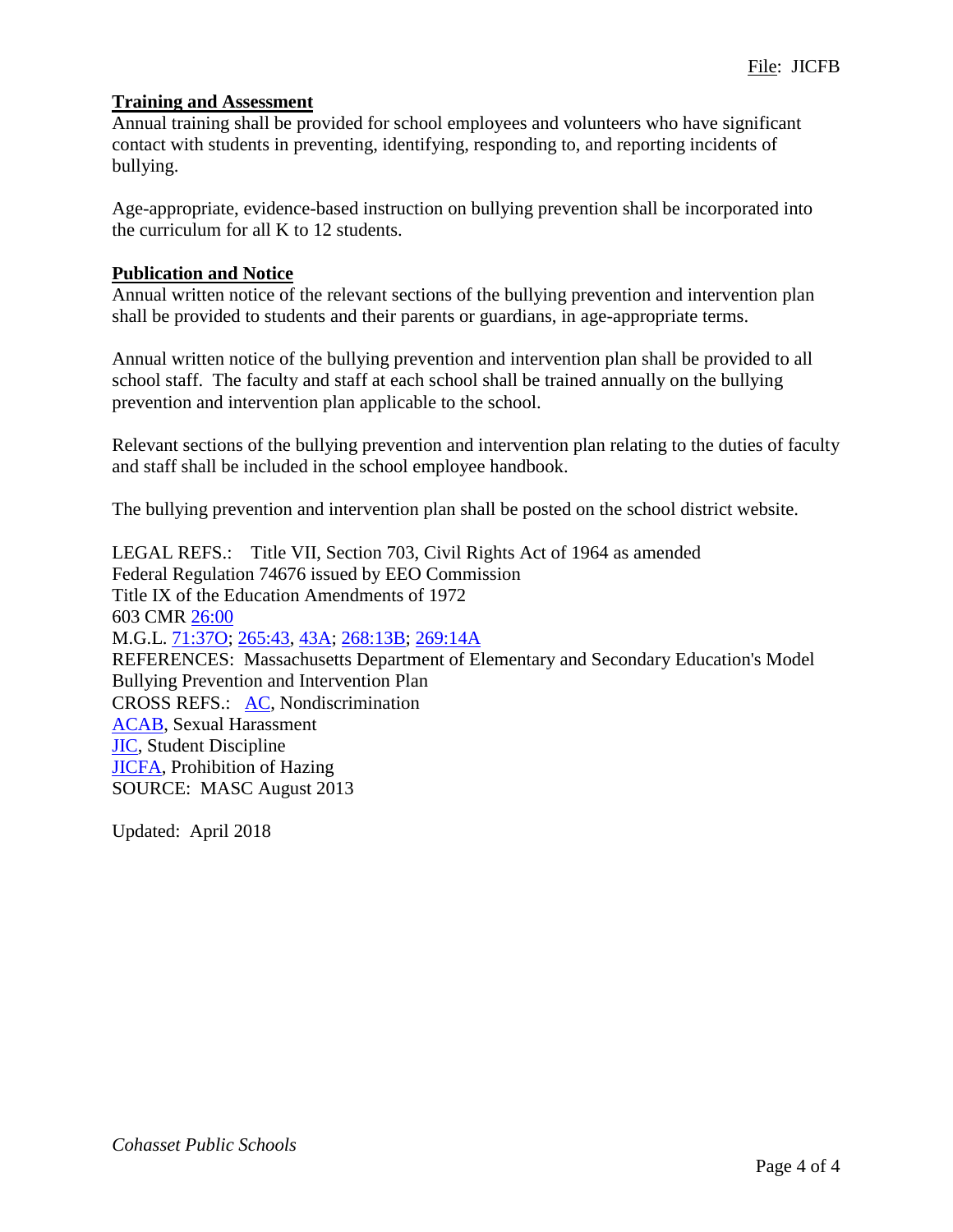File: JICFB

**Training and Assessment**

Annual training shall be provided for school employees and volunteers who have significant contact with students in preventing, identifying, responding to, and reporting incidents of bullying.

Age-appropriate, evidence-based instruction on bullying prevention shall be incorporated into the curriculum for all K to 12 students.

**Publication and Notice**

Annual written notice of the relevant sections of the bullying prevention and intervention plan shall be provided to students and their parents or guardians, in age-appropriate terms.

Annual written notice of the bullying prevention and intervention plan shall be provided to all school staff. The faculty and staff at each school shall be trained annually on the bullying prevention and intervention plan applicable to the school.

Relevant sections of the bullying prevention and intervention plan relating to the duties of faculty and staff shall be included in the school employee handbook.

The bullying prevention and intervention plan shall be posted on the school district website.

LEGAL REFS.: Title VII, Section 703, Civil Rights Act of 1964 as amended
Federal Regulation 74676 issued by EEO Commission
Title IX of the Education Amendments of 1972
603 CMR 26:00
M.G.L. 71:37O; 265:43, 43A; 268:13B; 269:14A
REFERENCES: Massachusetts Department of Elementary and Secondary Education's Model Bullying Prevention and Intervention Plan
CROSS REFS.: AC, Nondiscrimination
ACAB, Sexual Harassment
JIC, Student Discipline
JICFA, Prohibition of Hazing
SOURCE: MASC August 2013

Updated: April 2018

*Cohasset Public Schools*